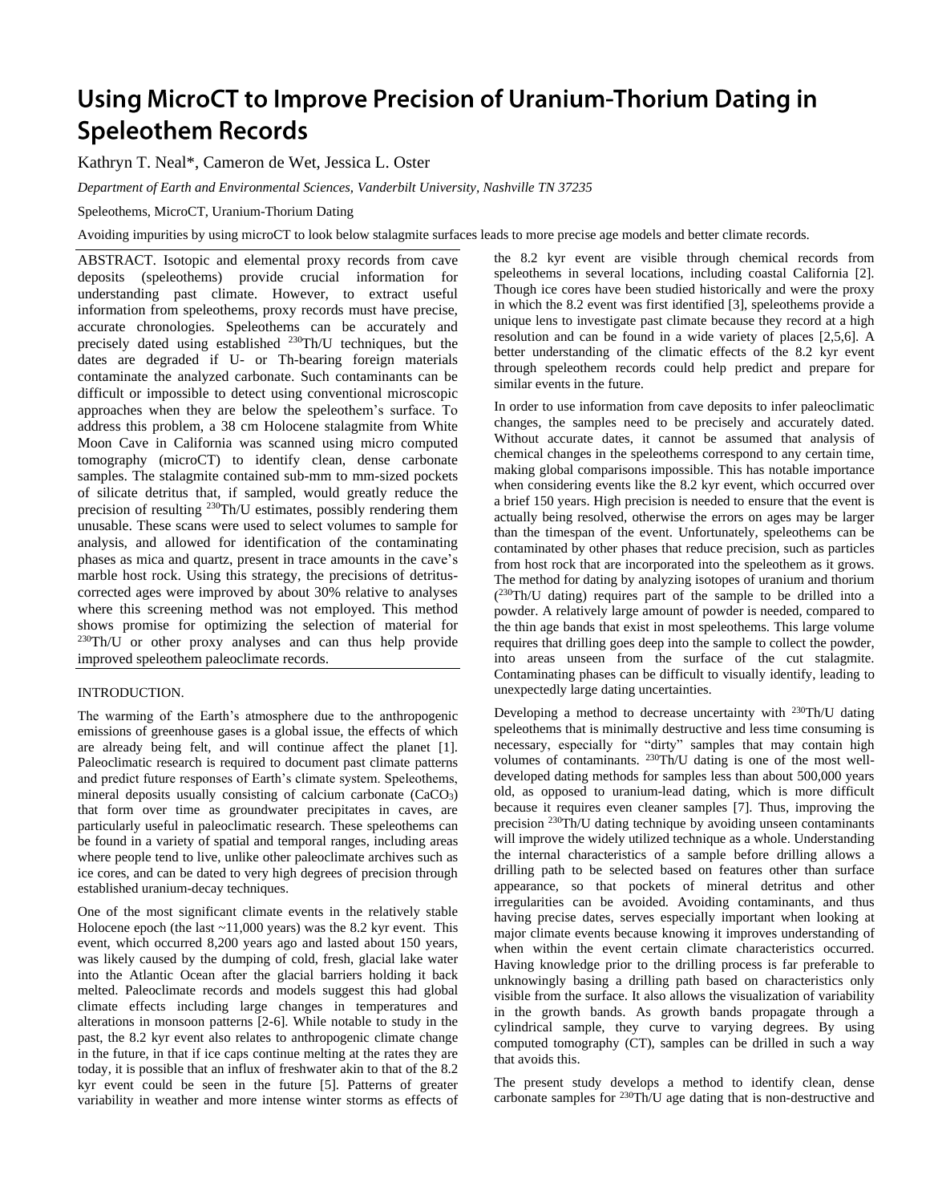# Using MicroCT to Improve Precision of Uranium-Thorium Dating in Speleothem Records

Kathryn T. Neal*, Cameron de Wet, Jessica L. Oster

*Department of Earth and Environmental Sciences, Vanderbilt University, Nashville TN 37235*

Speleothems, MicroCT, Uranium-Thorium Dating

Avoiding impurities by using microCT to look below stalagmite surfaces leads to more precise age models and better climate records.

ABSTRACT. Isotopic and elemental proxy records from cave deposits (speleothems) provide crucial information for understanding past climate. However, to extract useful information from speleothems, proxy records must have precise, accurate chronologies. Speleothems can be accurately and precisely dated using established $^{230}$Th/U techniques, but the dates are degraded if U- or Th-bearing foreign materials contaminate the analyzed carbonate. Such contaminants can be difficult or impossible to detect using conventional microscopic approaches when they are below the speleothem's surface. To address this problem, a 38 cm Holocene stalagmite from White Moon Cave in California was scanned using micro computed tomography (microCT) to identify clean, dense carbonate samples. The stalagmite contained sub-mm to mm-sized pockets of silicate detritus that, if sampled, would greatly reduce the precision of resulting $^{230}$Th/U estimates, possibly rendering them unusable. These scans were used to select volumes to sample for analysis, and allowed for identification of the contaminating phases as mica and quartz, present in trace amounts in the cave's marble host rock. Using this strategy, the precisions of detritus-corrected ages were improved by about 30% relative to analyses where this screening method was not employed. This method shows promise for optimizing the selection of material for $^{230}$Th/U or other proxy analyses and can thus help provide improved speleothem paleoclimate records.

## INTRODUCTION.

The warming of the Earth's atmosphere due to the anthropogenic emissions of greenhouse gases is a global issue, the effects of which are already being felt, and will continue affect the planet [1]. Paleoclimatic research is required to document past climate patterns and predict future responses of Earth's climate system. Speleothems, mineral deposits usually consisting of calcium carbonate ($CaCO_3$) that form over time as groundwater precipitates in caves, are particularly useful in paleoclimatic research. These speleothems can be found in a variety of spatial and temporal ranges, including areas where people tend to live, unlike other paleoclimate archives such as ice cores, and can be dated to very high degrees of precision through established uranium-decay techniques.

One of the most significant climate events in the relatively stable Holocene epoch (the last ~11,000 years) was the 8.2 kyr event. This event, which occurred 8,200 years ago and lasted about 150 years, was likely caused by the dumping of cold, fresh, glacial lake water into the Atlantic Ocean after the glacial barriers holding it back melted. Paleoclimate records and models suggest this had global climate effects including large changes in temperatures and alterations in monsoon patterns [2-6]. While notable to study in the past, the 8.2 kyr event also relates to anthropogenic climate change in the future, in that if ice caps continue melting at the rates they are today, it is possible that an influx of freshwater akin to that of the 8.2 kyr event could be seen in the future [5]. Patterns of greater variability in weather and more intense winter storms as effects of the 8.2 kyr event are visible through chemical records from speleothems in several locations, including coastal California [2]. Though ice cores have been studied historically and were the proxy in which the 8.2 event was first identified [3], speleothems provide a unique lens to investigate past climate because they record at a high resolution and can be found in a wide variety of places [2,5,6]. A better understanding of the climatic effects of the 8.2 kyr event through speleothem records could help predict and prepare for similar events in the future.

In order to use information from cave deposits to infer paleoclimatic changes, the samples need to be precisely and accurately dated. Without accurate dates, it cannot be assumed that analysis of chemical changes in the speleothems correspond to any certain time, making global comparisons impossible. This has notable importance when considering events like the 8.2 kyr event, which occurred over a brief 150 years. High precision is needed to ensure that the event is actually being resolved, otherwise the errors on ages may be larger than the timespan of the event. Unfortunately, speleothems can be contaminated by other phases that reduce precision, such as particles from host rock that are incorporated into the speleothem as it grows. The method for dating by analyzing isotopes of uranium and thorium ($^{230}$Th/U dating) requires part of the sample to be drilled into a powder. A relatively large amount of powder is needed, compared to the thin age bands that exist in most speleothems. This large volume requires that drilling goes deep into the sample to collect the powder, into areas unseen from the surface of the cut stalagmite. Contaminating phases can be difficult to visually identify, leading to unexpectedly large dating uncertainties.

Developing a method to decrease uncertainty with $^{230}$Th/U dating speleothems that is minimally destructive and less time consuming is necessary, especially for "dirty" samples that may contain high volumes of contaminants. $^{230}$Th/U dating is one of the most well-developed dating methods for samples less than about 500,000 years old, as opposed to uranium-lead dating, which is more difficult because it requires even cleaner samples [7]. Thus, improving the precision $^{230}$Th/U dating technique by avoiding unseen contaminants will improve the widely utilized technique as a whole. Understanding the internal characteristics of a sample before drilling allows a drilling path to be selected based on features other than surface appearance, so that pockets of mineral detritus and other irregularities can be avoided. Avoiding contaminants, and thus having precise dates, serves especially important when looking at major climate events because knowing it improves understanding of when within the event certain climate characteristics occurred. Having knowledge prior to the drilling process is far preferable to unknowingly basing a drilling path based on characteristics only visible from the surface. It also allows the visualization of variability in the growth bands. As growth bands propagate through a cylindrical sample, they curve to varying degrees. By using computed tomography (CT), samples can be drilled in such a way that avoids this.

The present study develops a method to identify clean, dense carbonate samples for $^{230}$Th/U age dating that is non-destructive and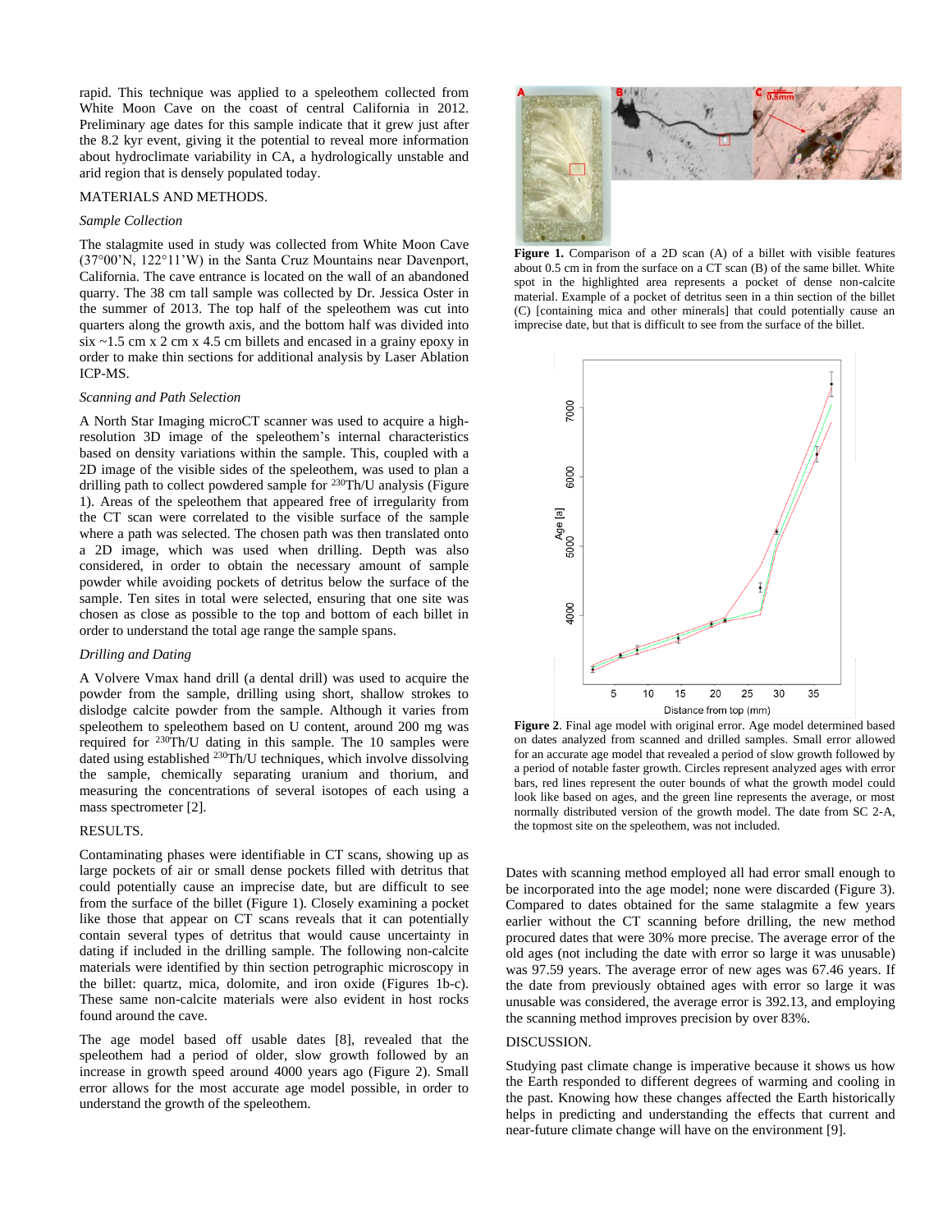rapid. This technique was applied to a speleothem collected from White Moon Cave on the coast of central California in 2012. Preliminary age dates for this sample indicate that it grew just after the 8.2 kyr event, giving it the potential to reveal more information about hydroclimate variability in CA, a hydrologically unstable and arid region that is densely populated today.

## MATERIALS AND METHODS.

### *Sample Collection*

The stalagmite used in study was collected from White Moon Cave (37°00'N, 122°11'W) in the Santa Cruz Mountains near Davenport, California. The cave entrance is located on the wall of an abandoned quarry. The 38 cm tall sample was collected by Dr. Jessica Oster in the summer of 2013. The top half of the speleothem was cut into quarters along the growth axis, and the bottom half was divided into six ~1.5 cm x 2 cm x 4.5 cm billets and encased in a grainy epoxy in order to make thin sections for additional analysis by Laser Ablation ICP-MS.

### *Scanning and Path Selection*

A North Star Imaging microCT scanner was used to acquire a high-resolution 3D image of the speleothem's internal characteristics based on density variations within the sample. This, coupled with a 2D image of the visible sides of the speleothem, was used to plan a drilling path to collect powdered sample for $^{230}$Th/U analysis (Figure 1). Areas of the speleothem that appeared free of irregularity from the CT scan were correlated to the visible surface of the sample where a path was selected. The chosen path was then translated onto a 2D image, which was used when drilling. Depth was also considered, in order to obtain the necessary amount of sample powder while avoiding pockets of detritus below the surface of the sample. Ten sites in total were selected, ensuring that one site was chosen as close as possible to the top and bottom of each billet in order to understand the total age range the sample spans.

### *Drilling and Dating*

A Volvere Vmax hand drill (a dental drill) was used to acquire the powder from the sample, drilling using short, shallow strokes to dislodge calcite powder from the sample. Although it varies from speleothem to speleothem based on U content, around 200 mg was required for $^{230}$Th/U dating in this sample. The 10 samples were dated using established $^{230}$Th/U techniques, which involve dissolving the sample, chemically separating uranium and thorium, and measuring the concentrations of several isotopes of each using a mass spectrometer [2].

## RESULTS.

Contaminating phases were identifiable in CT scans, showing up as large pockets of air or small dense pockets filled with detritus that could potentially cause an imprecise date, but are difficult to see from the surface of the billet (Figure 1). Closely examining a pocket like those that appear on CT scans reveals that it can potentially contain several types of detritus that would cause uncertainty in dating if included in the drilling sample. The following non-calcite materials were identified by thin section petrographic microscopy in the billet: quartz, mica, dolomite, and iron oxide (Figures 1b-c). These same non-calcite materials were also evident in host rocks found around the cave.

The age model based off usable dates [8], revealed that the speleothem had a period of older, slow growth followed by an increase in growth speed around 4000 years ago (Figure 2). Small error allows for the most accurate age model possible, in order to understand the growth of the speleothem.

**Figure 1.** Comparison of a 2D scan (A) of a billet with visible features about 0.5 cm in from the surface on a CT scan (B) of the same billet. White spot in the highlighted area represents a pocket of dense non-calcite material. Example of a pocket of detritus seen in a thin section of the billet (C) [containing mica and other minerals] that could potentially cause an imprecise date, but that is difficult to see from the surface of the billet.

**Figure 2**. Final age model with original error. Age model determined based on dates analyzed from scanned and drilled samples. Small error allowed for an accurate age model that revealed a period of slow growth followed by a period of notable faster growth. Circles represent analyzed ages with error bars, red lines represent the outer bounds of what the growth model could look like based on ages, and the green line represents the average, or most normally distributed version of the growth model. The date from SC 2-A, the topmost site on the speleothem, was not included.

Dates with scanning method employed all had error small enough to be incorporated into the age model; none were discarded (Figure 3). Compared to dates obtained for the same stalagmite a few years earlier without the CT scanning before drilling, the new method procured dates that were 30% more precise. The average error of the old ages (not including the date with error so large it was unusable) was 97.59 years. The average error of new ages was 67.46 years. If the date from previously obtained ages with error so large it was unusable was considered, the average error is 392.13, and employing the scanning method improves precision by over 83%.

## DISCUSSION.

Studying past climate change is imperative because it shows us how the Earth responded to different degrees of warming and cooling in the past. Knowing how these changes affected the Earth historically helps in predicting and understanding the effects that current and near-future climate change will have on the environment [9].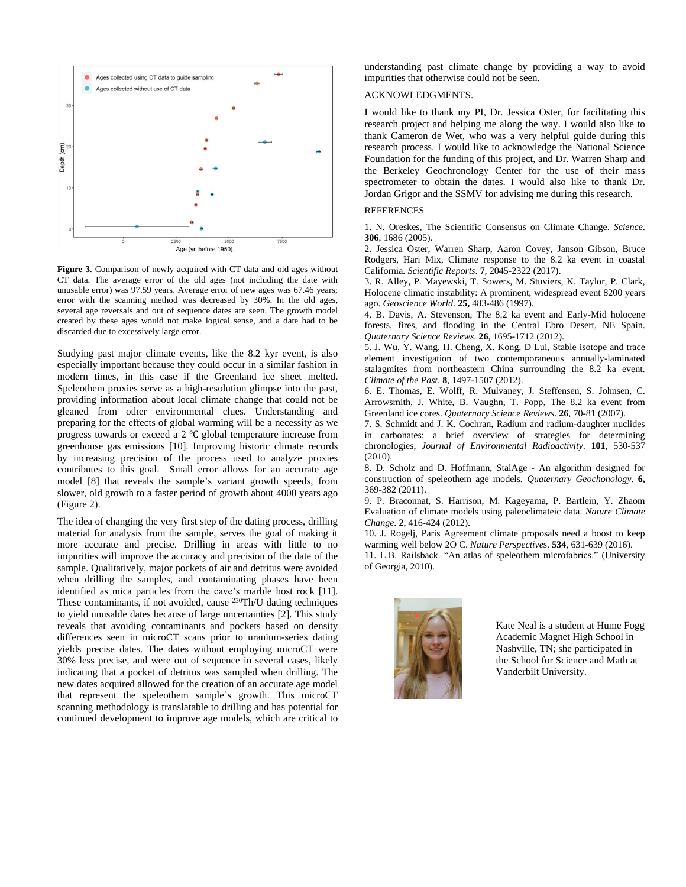Ages collected using CT data to guide sampling

Ages collected without use of CT data

Depth (cm)

30

20

10

0

0

2500

5000

7500

Age (yr. before 1950)

**Figure 3**. Comparison of newly acquired with CT data and old ages without CT data. The average error of the old ages (not including the date with unusable error) was 97.59 years. Average error of new ages was 67.46 years; error with the scanning method was decreased by 30%. In the old ages, several age reversals and out of sequence dates are seen. The growth model created by these ages would not make logical sense, and a date had to be discarded due to excessively large error.

Studying past major climate events, like the 8.2 kyr event, is also especially important because they could occur in a similar fashion in modern times, in this case if the Greenland ice sheet melted. Speleothem proxies serve as a high-resolution glimpse into the past, providing information about local climate change that could not be gleaned from other environmental clues. Understanding and preparing for the effects of global warming will be a necessity as we progress towards or exceed a 2 ℃ global temperature increase from greenhouse gas emissions [10]. Improving historic climate records by increasing precision of the process used to analyze proxies contributes to this goal. Small error allows for an accurate age model [8] that reveals the sample's variant growth speeds, from slower, old growth to a faster period of growth about 4000 years ago (Figure 2).

The idea of changing the very first step of the dating process, drilling material for analysis from the sample, serves the goal of making it more accurate and precise. Drilling in areas with little to no impurities will improve the accuracy and precision of the date of the sample. Qualitatively, major pockets of air and detritus were avoided when drilling the samples, and contaminating phases have been identified as mica particles from the cave's marble host rock [11]. These contaminants, if not avoided, cause $^{230}$Th/U dating techniques to yield unusable dates because of large uncertainties [2]. This study reveals that avoiding contaminants and pockets based on density differences seen in microCT scans prior to uranium-series dating yields precise dates. The dates without employing microCT were 30% less precise, and were out of sequence in several cases, likely indicating that a pocket of detritus was sampled when drilling. The new dates acquired allowed for the creation of an accurate age model that represent the speleothem sample's growth. This microCT scanning methodology is translatable to drilling and has potential for continued development to improve age models, which are critical to understanding past climate change by providing a way to avoid impurities that otherwise could not be seen.

ACKNOWLEDGMENTS.

I would like to thank my PI, Dr. Jessica Oster, for facilitating this research project and helping me along the way. I would also like to thank Cameron de Wet, who was a very helpful guide during this research process. I would like to acknowledge the National Science Foundation for the funding of this project, and Dr. Warren Sharp and the Berkeley Geochronology Center for the use of their mass spectrometer to obtain the dates. I would also like to thank Dr. Jordan Grigor and the SSMV for advising me during this research.

REFERENCES

1. N. Oreskes, The Scientific Consensus on Climate Change. *Science*. **306**, 1686 (2005).
2. Jessica Oster, Warren Sharp, Aaron Covey, Janson Gibson, Bruce Rodgers, Hari Mix, Climate response to the 8.2 ka event in coastal California. *Scientific Reports*. **7**, 2045-2322 (2017).
3. R. Alley, P. Mayewski, T. Sowers, M. Stuviers, K. Taylor, P. Clark, Holocene climatic instability: A prominent, widespread event 8200 years ago. *Geoscience World*. **25,** 483-486 (1997).
4. B. Davis, A. Stevenson, The 8.2 ka event and Early-Mid holocene forests, fires, and flooding in the Central Ebro Desert, NE Spain. *Quaternary Science Reviews*. **26**, 1695-1712 (2012).
5. J. Wu, Y. Wang, H. Cheng, X. Kong, D Lui, Stable isotope and trace element investigation of two contemporaneous annually-laminated stalagmites from northeastern China surrounding the 8.2 ka event. *Climate of the Past*. **8**, 1497-1507 (2012).
6. E. Thomas, E. Wolff, R. Mulvaney, J. Steffensen, S. Johnsen, C. Arrowsmith, J. White, B. Vaughn, T. Popp, The 8.2 ka event from Greenland ice cores. *Quaternary Science Reviews*. **26**, 70-81 (2007).
7. S. Schmidt and J. K. Cochran, Radium and radium-daughter nuclides in carbonates: a brief overview of strategies for determining chronologies, *Journal of Environmental Radioactivity*. **101**, 530-537 (2010).
8. D. Scholz and D. Hoffmann, StalAge - An algorithm designed for construction of speleothem age models. *Quaternary Geochonology*. **6,** 369-382 (2011).
9. P. Braconnat, S. Harrison, M. Kageyama, P. Bartlein, Y. Zhaom Evaluation of climate models using paleoclimateic data. *Nature Climate Change*. **2**, 416-424 (2012).
10. J. Rogelj, Paris Agreement climate proposals need a boost to keep warming well below 2O C. *Nature Perspectives*. **534**, 631-639 (2016).
11. L.B. Railsback. "An atlas of speleothem microfabrics." (University of Georgia, 2010).

Kate Neal is a student at Hume Fogg Academic Magnet High School in Nashville, TN; she participated in the School for Science and Math at Vanderbilt University.